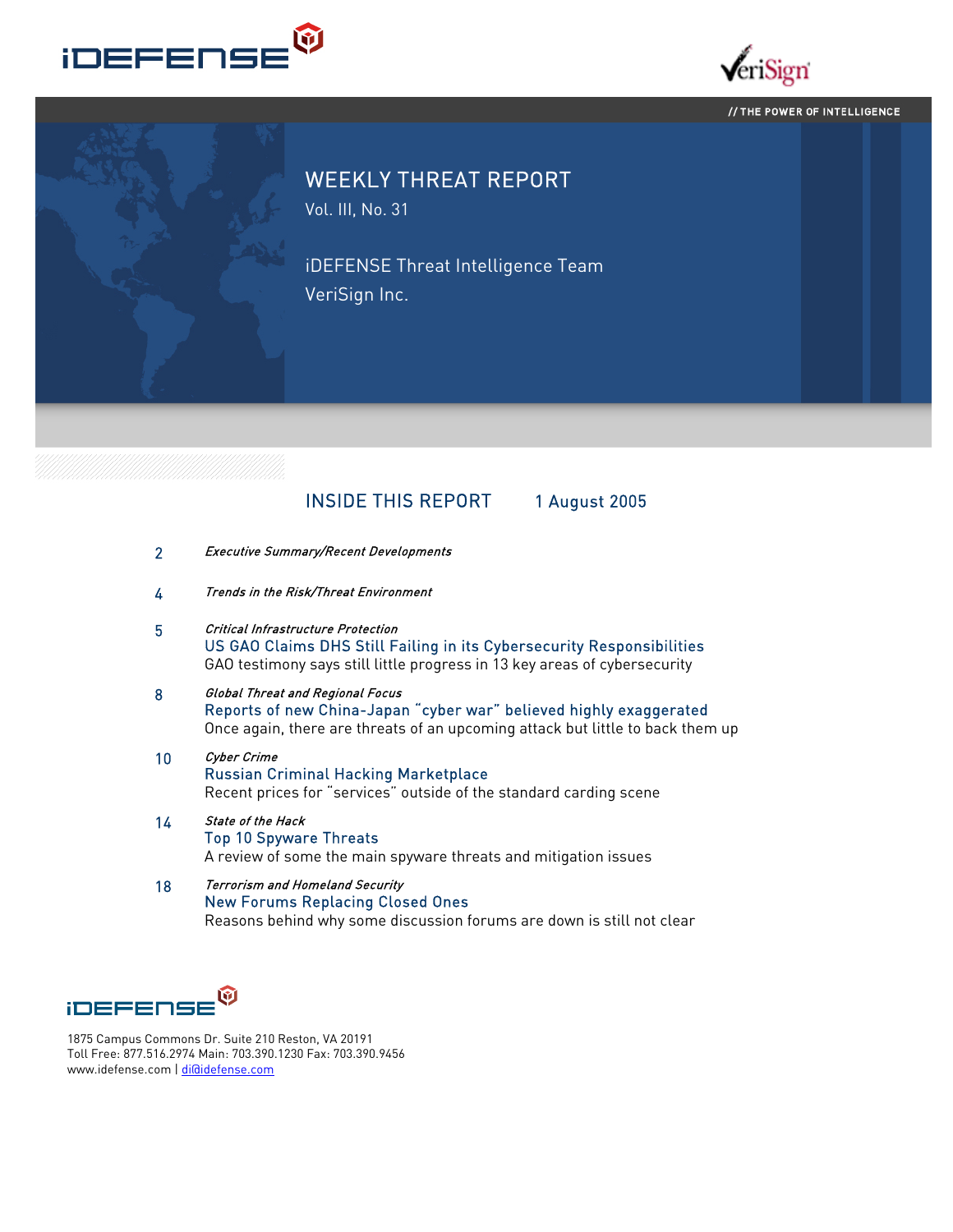iDEFENSE

VeriSign

// THE POWER OF INTELLIGENCE

# WEEKLY THREAT REPORT

Vol. III, No. 31

iDEFENSE Threat Intelligence Team

VeriSign Inc.

## INSIDE THIS REPORT — 1 August 2005

2 *Executive Summary/Recent Developments*

4 *Trends in the Risk/Threat Environment*

5 *Critical Infrastructure Protection*
US GAO Claims DHS Still Failing in its Cybersecurity Responsibilities
GAO testimony says still little progress in 13 key areas of cybersecurity

8 *Global Threat and Regional Focus*
Reports of new China-Japan "cyber war" believed highly exaggerated
Once again, there are threats of an upcoming attack but little to back them up

10 *Cyber Crime*
Russian Criminal Hacking Marketplace
Recent prices for "services" outside of the standard carding scene

14 *State of the Hack*
Top 10 Spyware Threats
A review of some the main spyware threats and mitigation issues

18 *Terrorism and Homeland Security*
New Forums Replacing Closed Ones
Reasons behind why some discussion forums are down is still not clear

iDEFENSE

1875 Campus Commons Dr. Suite 210 Reston, VA 20191
Toll Free: 877.516.2974 Main: 703.390.1230 Fax: 703.390.9456
www.idefense.com | di@idefense.com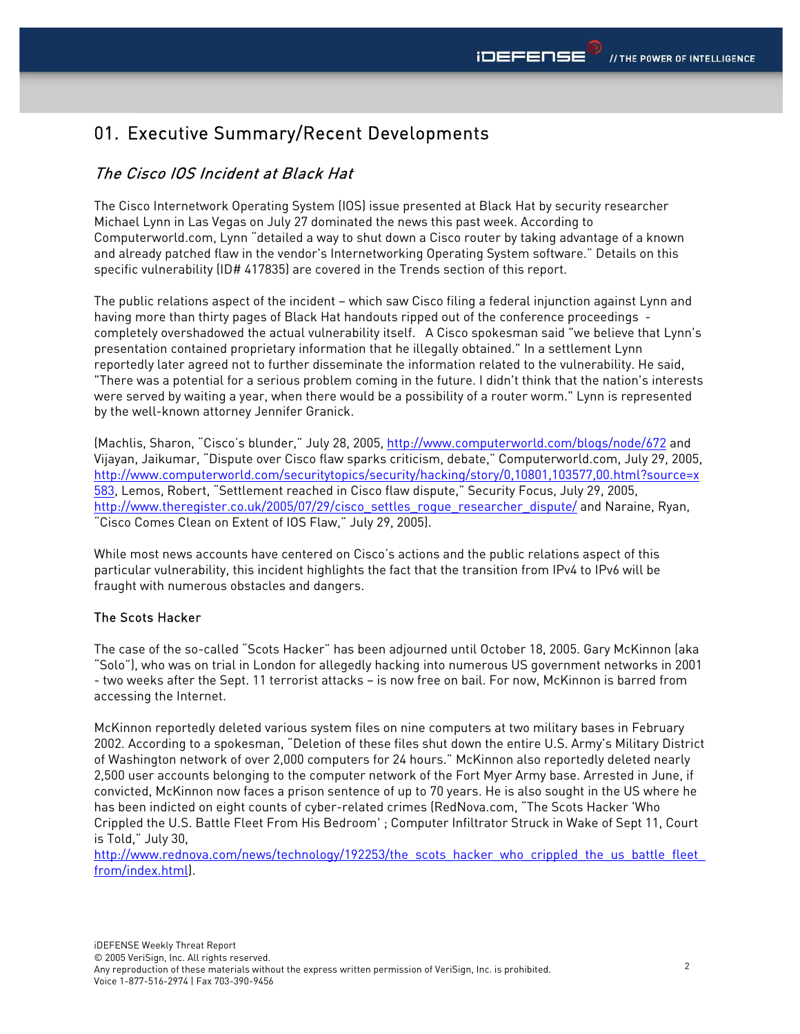# 01. Executive Summary/Recent Developments

## *The Cisco IOS Incident at Black Hat*

The Cisco Internetwork Operating System (IOS) issue presented at Black Hat by security researcher Michael Lynn in Las Vegas on July 27 dominated the news this past week. According to Computerworld.com, Lynn "detailed a way to shut down a Cisco router by taking advantage of a known and already patched flaw in the vendor's Internetworking Operating System software." Details on this specific vulnerability (ID# 417835) are covered in the Trends section of this report.

The public relations aspect of the incident – which saw Cisco filing a federal injunction against Lynn and having more than thirty pages of Black Hat handouts ripped out of the conference proceedings - completely overshadowed the actual vulnerability itself. A Cisco spokesman said "we believe that Lynn's presentation contained proprietary information that he illegally obtained." In a settlement Lynn reportedly later agreed not to further disseminate the information related to the vulnerability. He said, "There was a potential for a serious problem coming in the future. I didn't think that the nation's interests were served by waiting a year, when there would be a possibility of a router worm." Lynn is represented by the well-known attorney Jennifer Granick.

(Machlis, Sharon, "Cisco's blunder," July 28, 2005, http://www.computerworld.com/blogs/node/672 and Vijayan, Jaikumar, "Dispute over Cisco flaw sparks criticism, debate," Computerworld.com, July 29, 2005, http://www.computerworld.com/securitytopics/security/hacking/story/0,10801,103577,00.html?source=x583, Lemos, Robert, "Settlement reached in Cisco flaw dispute," Security Focus, July 29, 2005, http://www.theregister.co.uk/2005/07/29/cisco_settles_rogue_researcher_dispute/ and Naraine, Ryan, "Cisco Comes Clean on Extent of IOS Flaw," July 29, 2005).

While most news accounts have centered on Cisco's actions and the public relations aspect of this particular vulnerability, this incident highlights the fact that the transition from IPv4 to IPv6 will be fraught with numerous obstacles and dangers.

### The Scots Hacker

The case of the so-called "Scots Hacker" has been adjourned until October 18, 2005. Gary McKinnon (aka "Solo"), who was on trial in London for allegedly hacking into numerous US government networks in 2001 - two weeks after the Sept. 11 terrorist attacks – is now free on bail. For now, McKinnon is barred from accessing the Internet.

McKinnon reportedly deleted various system files on nine computers at two military bases in February 2002. According to a spokesman, "Deletion of these files shut down the entire U.S. Army's Military District of Washington network of over 2,000 computers for 24 hours." McKinnon also reportedly deleted nearly 2,500 user accounts belonging to the computer network of the Fort Myer Army base. Arrested in June, if convicted, McKinnon now faces a prison sentence of up to 70 years. He is also sought in the US where he has been indicted on eight counts of cyber-related crimes (RedNova.com, "The Scots Hacker 'Who Crippled the U.S. Battle Fleet From His Bedroom' ; Computer Infiltrator Struck in Wake of Sept 11, Court is Told," July 30, http://www.rednova.com/news/technology/192253/the_scots_hacker_who_crippled_the_us_battle_fleet_from/index.html).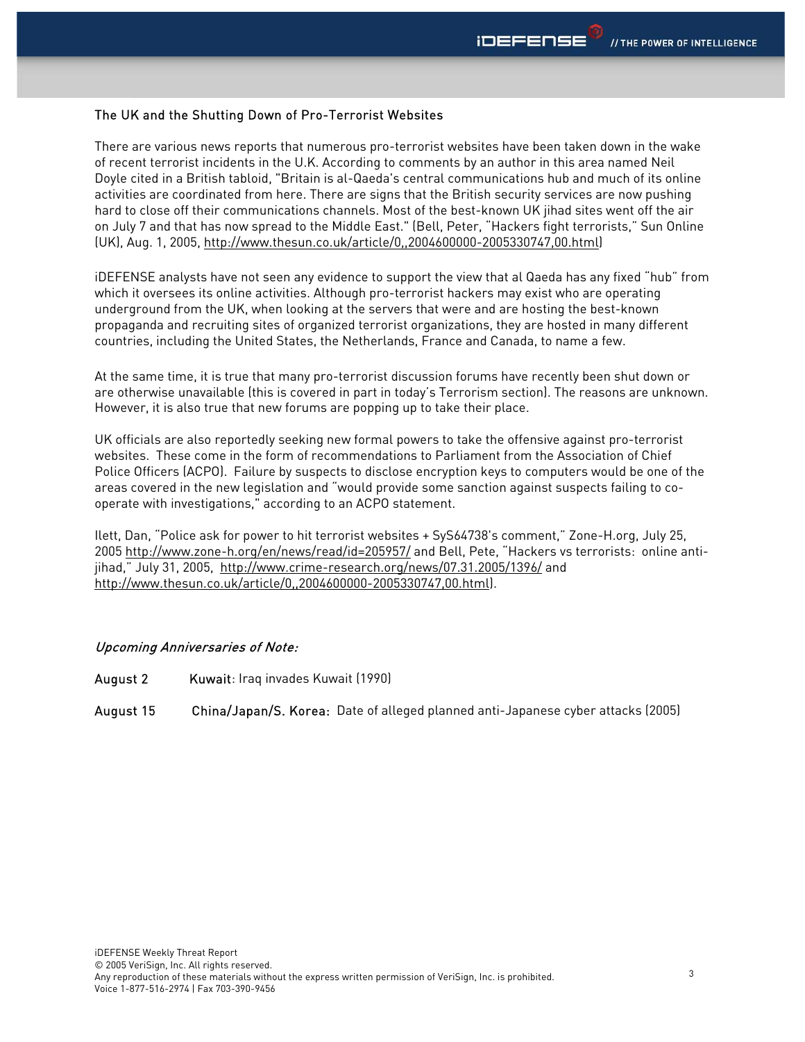## The UK and the Shutting Down of Pro-Terrorist Websites

There are various news reports that numerous pro-terrorist websites have been taken down in the wake of recent terrorist incidents in the U.K. According to comments by an author in this area named Neil Doyle cited in a British tabloid, "Britain is al-Qaeda's central communications hub and much of its online activities are coordinated from here. There are signs that the British security services are now pushing hard to close off their communications channels. Most of the best-known UK jihad sites went off the air on July 7 and that has now spread to the Middle East." (Bell, Peter, "Hackers fight terrorists," Sun Online (UK), Aug. 1, 2005, http://www.thesun.co.uk/article/0,,2004600000-2005330747,00.html)

iDEFENSE analysts have not seen any evidence to support the view that al Qaeda has any fixed "hub" from which it oversees its online activities. Although pro-terrorist hackers may exist who are operating underground from the UK, when looking at the servers that were and are hosting the best-known propaganda and recruiting sites of organized terrorist organizations, they are hosted in many different countries, including the United States, the Netherlands, France and Canada, to name a few.

At the same time, it is true that many pro-terrorist discussion forums have recently been shut down or are otherwise unavailable (this is covered in part in today's Terrorism section). The reasons are unknown. However, it is also true that new forums are popping up to take their place.

UK officials are also reportedly seeking new formal powers to take the offensive against pro-terrorist websites. These come in the form of recommendations to Parliament from the Association of Chief Police Officers (ACPO). Failure by suspects to disclose encryption keys to computers would be one of the areas covered in the new legislation and "would provide some sanction against suspects failing to co-operate with investigations," according to an ACPO statement.

Ilett, Dan, "Police ask for power to hit terrorist websites + SyS64738's comment," Zone-H.org, July 25, 2005 http://www.zone-h.org/en/news/read/id=205957/ and Bell, Pete, "Hackers vs terrorists: online anti-jihad," July 31, 2005, http://www.crime-research.org/news/07.31.2005/1396/ and http://www.thesun.co.uk/article/0,,2004600000-2005330747,00.html).

### *Upcoming Anniversaries of Note:*

August 2 **Kuwait**: Iraq invades Kuwait (1990)

August 15 **China/Japan/S. Korea**: Date of alleged planned anti-Japanese cyber attacks (2005)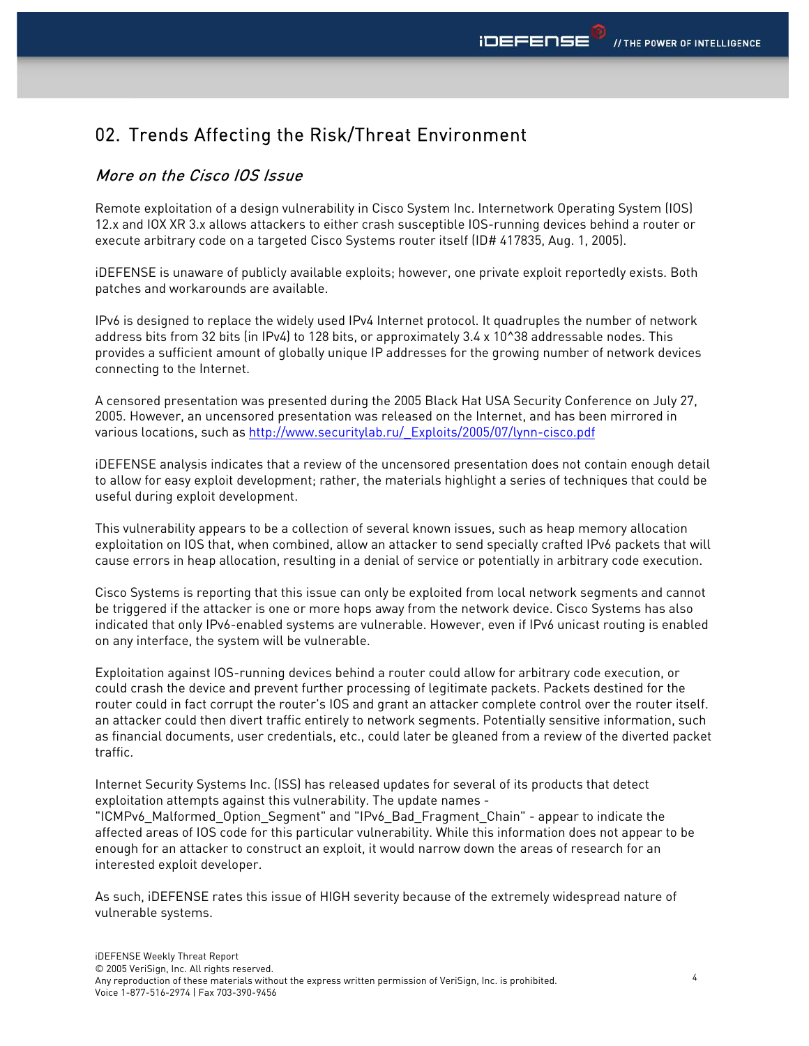## 02. Trends Affecting the Risk/Threat Environment

### *More on the Cisco IOS Issue*

Remote exploitation of a design vulnerability in Cisco System Inc. Internetwork Operating System (IOS) 12.x and IOX XR 3.x allows attackers to either crash susceptible IOS-running devices behind a router or execute arbitrary code on a targeted Cisco Systems router itself (ID# 417835, Aug. 1, 2005).

iDEFENSE is unaware of publicly available exploits; however, one private exploit reportedly exists. Both patches and workarounds are available.

IPv6 is designed to replace the widely used IPv4 Internet protocol. It quadruples the number of network address bits from 32 bits (in IPv4) to 128 bits, or approximately 3.4 x 10^38 addressable nodes. This provides a sufficient amount of globally unique IP addresses for the growing number of network devices connecting to the Internet.

A censored presentation was presented during the 2005 Black Hat USA Security Conference on July 27, 2005. However, an uncensored presentation was released on the Internet, and has been mirrored in various locations, such as http://www.securitylab.ru/_Exploits/2005/07/lynn-cisco.pdf

iDEFENSE analysis indicates that a review of the uncensored presentation does not contain enough detail to allow for easy exploit development; rather, the materials highlight a series of techniques that could be useful during exploit development.

This vulnerability appears to be a collection of several known issues, such as heap memory allocation exploitation on IOS that, when combined, allow an attacker to send specially crafted IPv6 packets that will cause errors in heap allocation, resulting in a denial of service or potentially in arbitrary code execution.

Cisco Systems is reporting that this issue can only be exploited from local network segments and cannot be triggered if the attacker is one or more hops away from the network device. Cisco Systems has also indicated that only IPv6-enabled systems are vulnerable. However, even if IPv6 unicast routing is enabled on any interface, the system will be vulnerable.

Exploitation against IOS-running devices behind a router could allow for arbitrary code execution, or could crash the device and prevent further processing of legitimate packets. Packets destined for the router could in fact corrupt the router's IOS and grant an attacker complete control over the router itself. an attacker could then divert traffic entirely to network segments. Potentially sensitive information, such as financial documents, user credentials, etc., could later be gleaned from a review of the diverted packet traffic.

Internet Security Systems Inc. (ISS) has released updates for several of its products that detect exploitation attempts against this vulnerability. The update names - "ICMPv6_Malformed_Option_Segment" and "IPv6_Bad_Fragment_Chain" - appear to indicate the affected areas of IOS code for this particular vulnerability. While this information does not appear to be enough for an attacker to construct an exploit, it would narrow down the areas of research for an interested exploit developer.

As such, iDEFENSE rates this issue of HIGH severity because of the extremely widespread nature of vulnerable systems.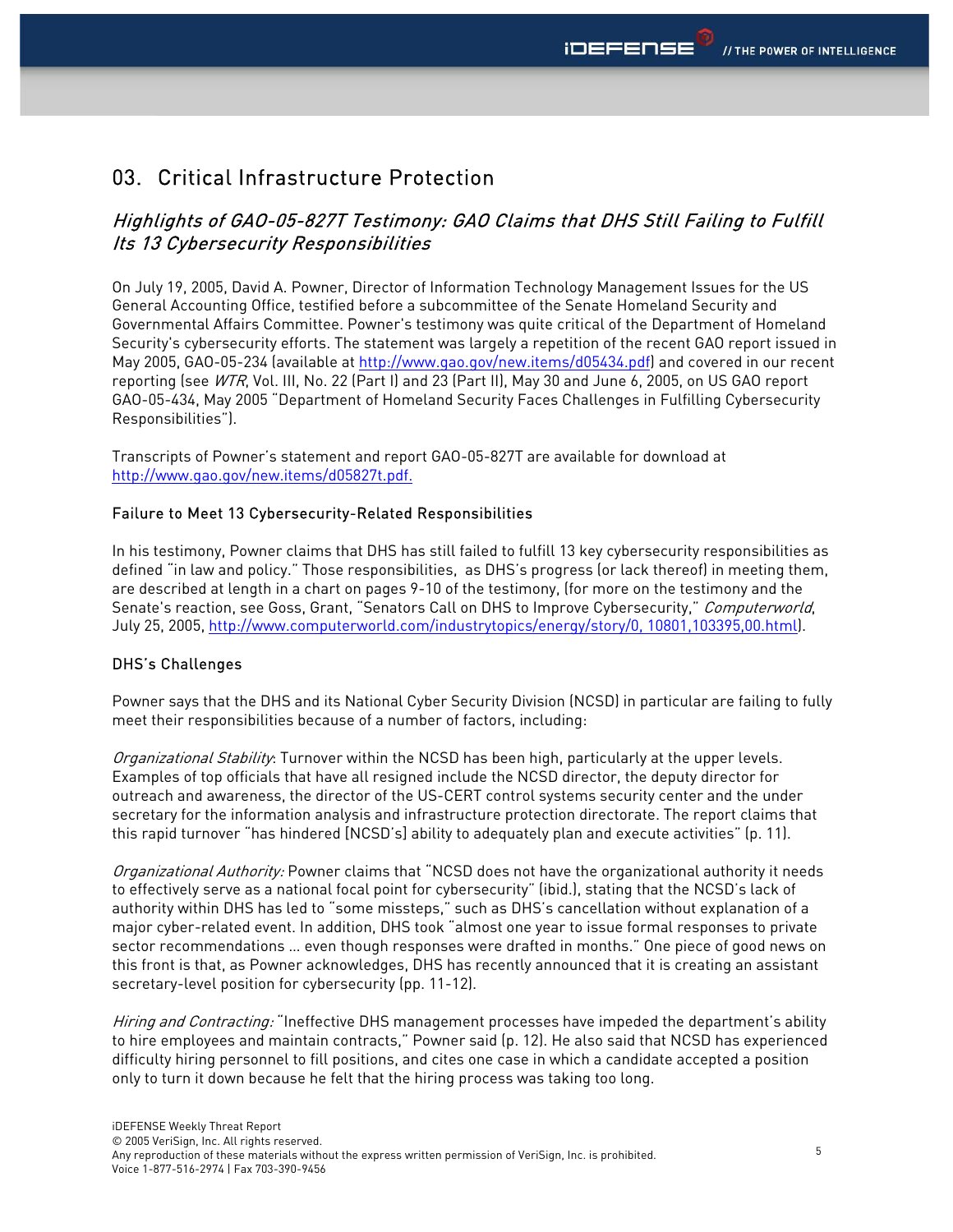## 03. Critical Infrastructure Protection

### *Highlights of GAO-05-827T Testimony: GAO Claims that DHS Still Failing to Fulfill Its 13 Cybersecurity Responsibilities*

On July 19, 2005, David A. Powner, Director of Information Technology Management Issues for the US General Accounting Office, testified before a subcommittee of the Senate Homeland Security and Governmental Affairs Committee. Powner's testimony was quite critical of the Department of Homeland Security's cybersecurity efforts. The statement was largely a repetition of the recent GAO report issued in May 2005, GAO-05-234 (available at http://www.gao.gov/new.items/d05434.pdf) and covered in our recent reporting (see *WTR*, Vol. III, No. 22 (Part I) and 23 (Part II), May 30 and June 6, 2005, on US GAO report GAO-05-434, May 2005 "Department of Homeland Security Faces Challenges in Fulfilling Cybersecurity Responsibilities").

Transcripts of Powner's statement and report GAO-05-827T are available for download at http://www.gao.gov/new.items/d05827t.pdf.

#### Failure to Meet 13 Cybersecurity-Related Responsibilities

In his testimony, Powner claims that DHS has still failed to fulfill 13 key cybersecurity responsibilities as defined "in law and policy." Those responsibilities, as DHS's progress (or lack thereof) in meeting them, are described at length in a chart on pages 9-10 of the testimony, (for more on the testimony and the Senate's reaction, see Goss, Grant, "Senators Call on DHS to Improve Cybersecurity," *Computerworld*, July 25, 2005, http://www.computerworld.com/industrytopics/energy/story/0, 10801,103395,00.html).

#### DHS's Challenges

Powner says that the DHS and its National Cyber Security Division (NCSD) in particular are failing to fully meet their responsibilities because of a number of factors, including:

*Organizational Stability*: Turnover within the NCSD has been high, particularly at the upper levels. Examples of top officials that have all resigned include the NCSD director, the deputy director for outreach and awareness, the director of the US-CERT control systems security center and the under secretary for the information analysis and infrastructure protection directorate. The report claims that this rapid turnover "has hindered [NCSD's] ability to adequately plan and execute activities" (p. 11).

*Organizational Authority:* Powner claims that "NCSD does not have the organizational authority it needs to effectively serve as a national focal point for cybersecurity" (ibid.), stating that the NCSD's lack of authority within DHS has led to "some missteps," such as DHS's cancellation without explanation of a major cyber-related event. In addition, DHS took "almost one year to issue formal responses to private sector recommendations … even though responses were drafted in months." One piece of good news on this front is that, as Powner acknowledges, DHS has recently announced that it is creating an assistant secretary-level position for cybersecurity (pp. 11-12).

*Hiring and Contracting:* "Ineffective DHS management processes have impeded the department's ability to hire employees and maintain contracts," Powner said (p. 12). He also said that NCSD has experienced difficulty hiring personnel to fill positions, and cites one case in which a candidate accepted a position only to turn it down because he felt that the hiring process was taking too long.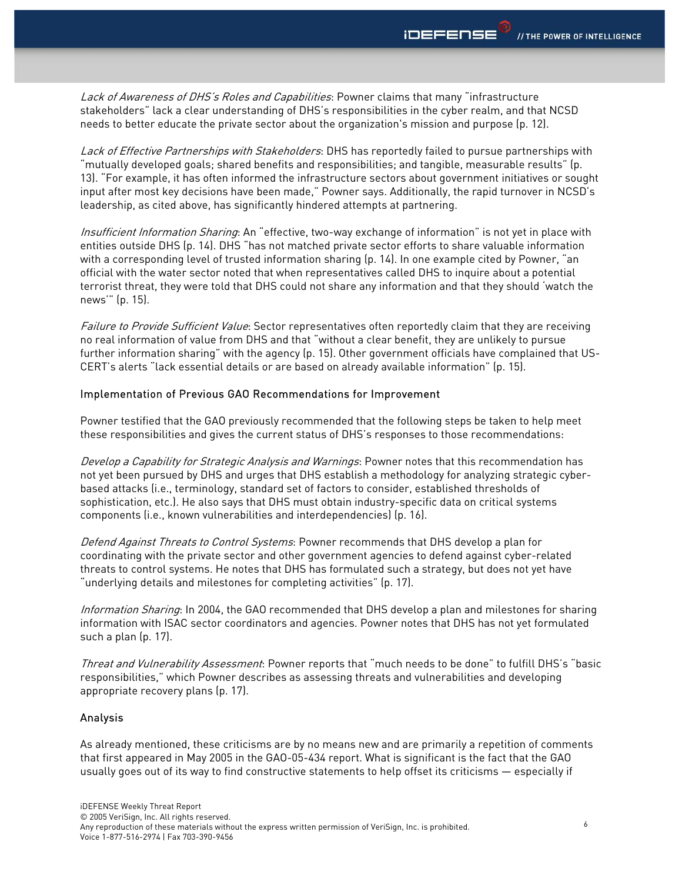*Lack of Awareness of DHS's Roles and Capabilities*: Powner claims that many "infrastructure stakeholders" lack a clear understanding of DHS's responsibilities in the cyber realm, and that NCSD needs to better educate the private sector about the organization's mission and purpose (p. 12).

*Lack of Effective Partnerships with Stakeholders*: DHS has reportedly failed to pursue partnerships with "mutually developed goals; shared benefits and responsibilities; and tangible, measurable results" (p. 13). "For example, it has often informed the infrastructure sectors about government initiatives or sought input after most key decisions have been made," Powner says. Additionally, the rapid turnover in NCSD's leadership, as cited above, has significantly hindered attempts at partnering.

*Insufficient Information Sharing*: An "effective, two-way exchange of information" is not yet in place with entities outside DHS (p. 14). DHS "has not matched private sector efforts to share valuable information with a corresponding level of trusted information sharing (p. 14). In one example cited by Powner, "an official with the water sector noted that when representatives called DHS to inquire about a potential terrorist threat, they were told that DHS could not share any information and that they should 'watch the news'" (p. 15).

*Failure to Provide Sufficient Value*: Sector representatives often reportedly claim that they are receiving no real information of value from DHS and that "without a clear benefit, they are unlikely to pursue further information sharing" with the agency (p. 15). Other government officials have complained that US-CERT's alerts "lack essential details or are based on already available information" (p. 15).

### Implementation of Previous GAO Recommendations for Improvement

Powner testified that the GAO previously recommended that the following steps be taken to help meet these responsibilities and gives the current status of DHS's responses to those recommendations:

*Develop a Capability for Strategic Analysis and Warnings*: Powner notes that this recommendation has not yet been pursued by DHS and urges that DHS establish a methodology for analyzing strategic cyber-based attacks (i.e., terminology, standard set of factors to consider, established thresholds of sophistication, etc.). He also says that DHS must obtain industry-specific data on critical systems components (i.e., known vulnerabilities and interdependencies) (p. 16).

*Defend Against Threats to Control Systems*: Powner recommends that DHS develop a plan for coordinating with the private sector and other government agencies to defend against cyber-related threats to control systems. He notes that DHS has formulated such a strategy, but does not yet have "underlying details and milestones for completing activities" (p. 17).

*Information Sharing*: In 2004, the GAO recommended that DHS develop a plan and milestones for sharing information with ISAC sector coordinators and agencies. Powner notes that DHS has not yet formulated such a plan (p. 17).

*Threat and Vulnerability Assessment*: Powner reports that "much needs to be done" to fulfill DHS's "basic responsibilities," which Powner describes as assessing threats and vulnerabilities and developing appropriate recovery plans (p. 17).

### Analysis

As already mentioned, these criticisms are by no means new and are primarily a repetition of comments that first appeared in May 2005 in the GAO-05-434 report. What is significant is the fact that the GAO usually goes out of its way to find constructive statements to help offset its criticisms — especially if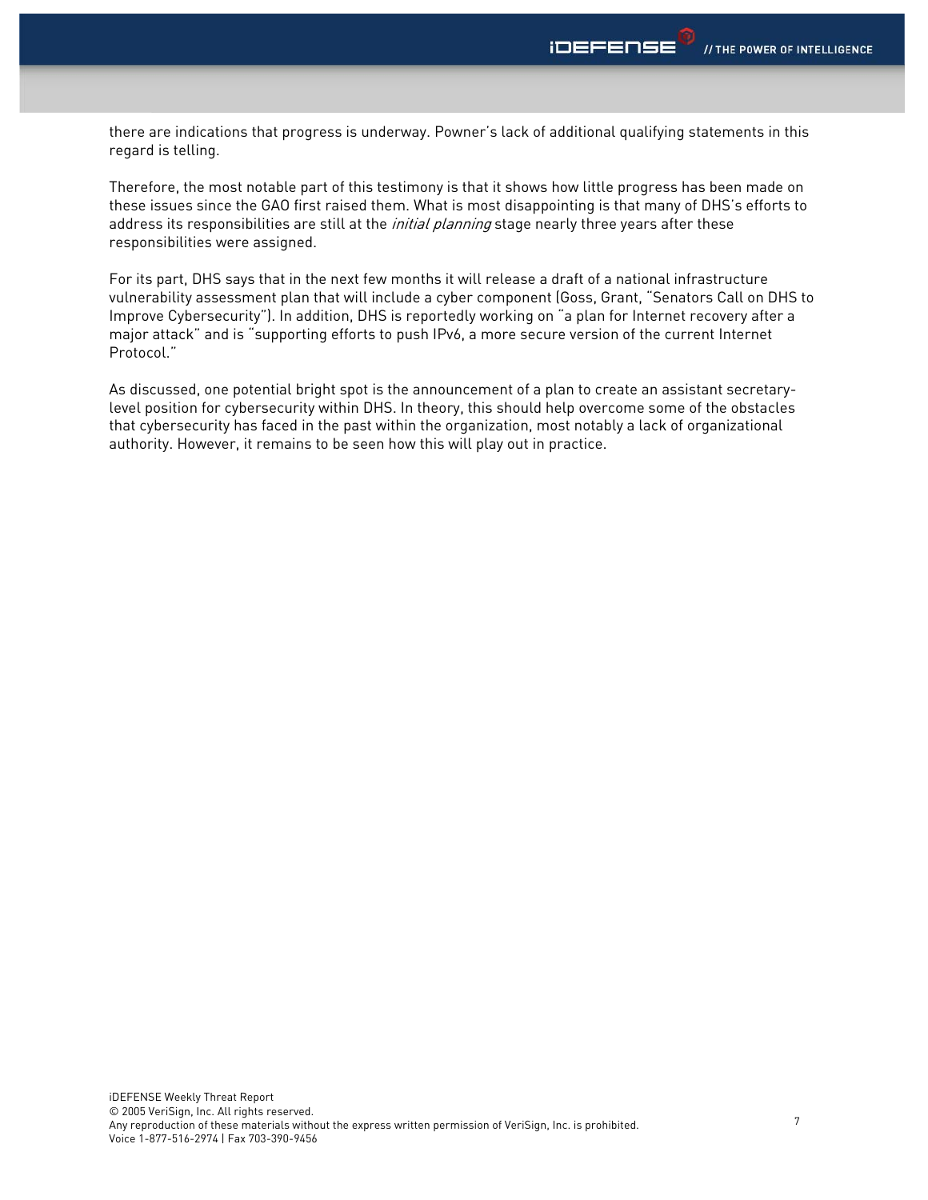there are indications that progress is underway. Powner's lack of additional qualifying statements in this regard is telling.

Therefore, the most notable part of this testimony is that it shows how little progress has been made on these issues since the GAO first raised them. What is most disappointing is that many of DHS's efforts to address its responsibilities are still at the *initial planning* stage nearly three years after these responsibilities were assigned.

For its part, DHS says that in the next few months it will release a draft of a national infrastructure vulnerability assessment plan that will include a cyber component (Goss, Grant, "Senators Call on DHS to Improve Cybersecurity"). In addition, DHS is reportedly working on "a plan for Internet recovery after a major attack" and is "supporting efforts to push IPv6, a more secure version of the current Internet Protocol."

As discussed, one potential bright spot is the announcement of a plan to create an assistant secretary-level position for cybersecurity within DHS. In theory, this should help overcome some of the obstacles that cybersecurity has faced in the past within the organization, most notably a lack of organizational authority. However, it remains to be seen how this will play out in practice.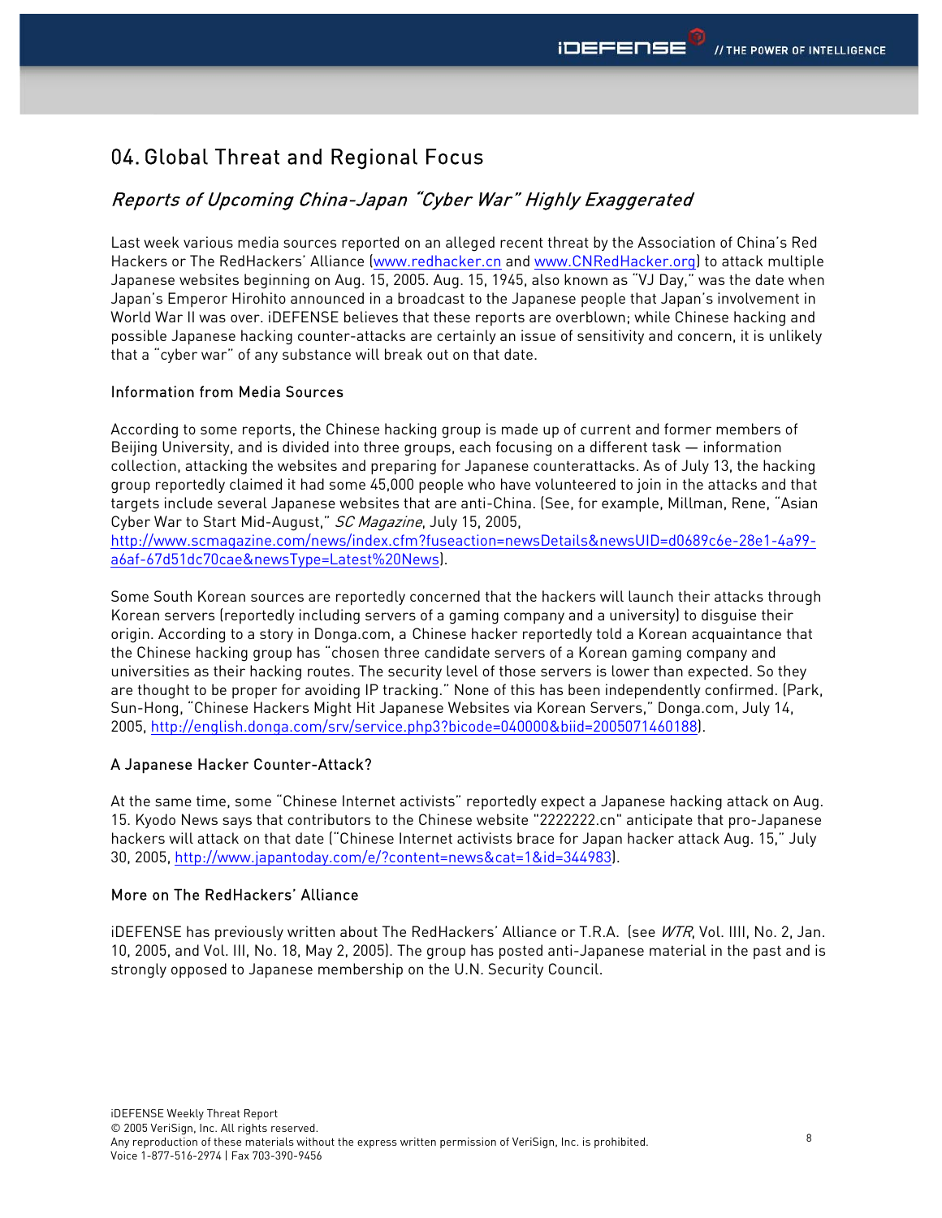## 04. Global Threat and Regional Focus

### *Reports of Upcoming China-Japan "Cyber War" Highly Exaggerated*

Last week various media sources reported on an alleged recent threat by the Association of China's Red Hackers or The RedHackers' Alliance (www.redhacker.cn and www.CNRedHacker.org) to attack multiple Japanese websites beginning on Aug. 15, 2005. Aug. 15, 1945, also known as "VJ Day," was the date when Japan's Emperor Hirohito announced in a broadcast to the Japanese people that Japan's involvement in World War II was over. iDEFENSE believes that these reports are overblown; while Chinese hacking and possible Japanese hacking counter-attacks are certainly an issue of sensitivity and concern, it is unlikely that a "cyber war" of any substance will break out on that date.

#### Information from Media Sources

According to some reports, the Chinese hacking group is made up of current and former members of Beijing University, and is divided into three groups, each focusing on a different task — information collection, attacking the websites and preparing for Japanese counterattacks. As of July 13, the hacking group reportedly claimed it had some 45,000 people who have volunteered to join in the attacks and that targets include several Japanese websites that are anti-China. (See, for example, Millman, Rene, "Asian Cyber War to Start Mid-August," *SC Magazine*, July 15, 2005, http://www.scmagazine.com/news/index.cfm?fuseaction=newsDetails&newsUID=d0689c6e-28e1-4a99-a6af-67d51dc70cae&newsType=Latest%20News).

Some South Korean sources are reportedly concerned that the hackers will launch their attacks through Korean servers (reportedly including servers of a gaming company and a university) to disguise their origin. According to a story in Donga.com, a Chinese hacker reportedly told a Korean acquaintance that the Chinese hacking group has "chosen three candidate servers of a Korean gaming company and universities as their hacking routes. The security level of those servers is lower than expected. So they are thought to be proper for avoiding IP tracking." None of this has been independently confirmed. (Park, Sun-Hong, "Chinese Hackers Might Hit Japanese Websites via Korean Servers," Donga.com, July 14, 2005, http://english.donga.com/srv/service.php3?bicode=040000&biid=2005071460188).

#### A Japanese Hacker Counter-Attack?

At the same time, some "Chinese Internet activists" reportedly expect a Japanese hacking attack on Aug. 15. Kyodo News says that contributors to the Chinese website "2222222.cn" anticipate that pro-Japanese hackers will attack on that date ("Chinese Internet activists brace for Japan hacker attack Aug. 15," July 30, 2005, http://www.japantoday.com/e/?content=news&cat=1&id=344983).

#### More on The RedHackers' Alliance

iDEFENSE has previously written about The RedHackers' Alliance or T.R.A. (see *WTR*, Vol. IIII, No. 2, Jan. 10, 2005, and Vol. III, No. 18, May 2, 2005). The group has posted anti-Japanese material in the past and is strongly opposed to Japanese membership on the U.N. Security Council.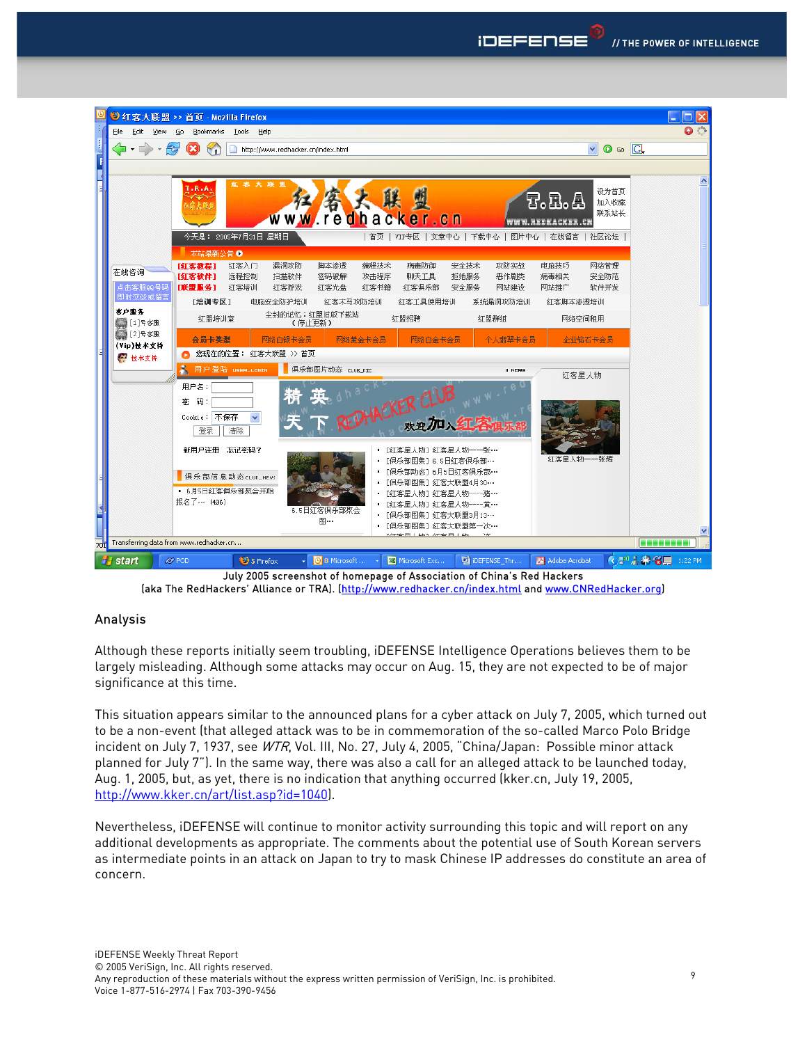July 2005 screenshot of homepage of Association of China's Red Hackers (aka The RedHackers' Alliance or TRA). (http://www.redhacker.cn/index.html and www.CNRedHacker.org)

## Analysis

Although these reports initially seem troubling, iDEFENSE Intelligence Operations believes them to be largely misleading. Although some attacks may occur on Aug. 15, they are not expected to be of major significance at this time.

This situation appears similar to the announced plans for a cyber attack on July 7, 2005, which turned out to be a non-event (that alleged attack was to be in commemoration of the so-called Marco Polo Bridge incident on July 7, 1937, see *WTR*, Vol. III, No. 27, July 4, 2005, "China/Japan: Possible minor attack planned for July 7"). In the same way, there was also a call for an alleged attack to be launched today, Aug. 1, 2005, but, as yet, there is no indication that anything occurred (kker.cn, July 19, 2005, http://www.kker.cn/art/list.asp?id=1040).

Nevertheless, iDEFENSE will continue to monitor activity surrounding this topic and will report on any additional developments as appropriate. The comments about the potential use of South Korean servers as intermediate points in an attack on Japan to try to mask Chinese IP addresses do constitute an area of concern.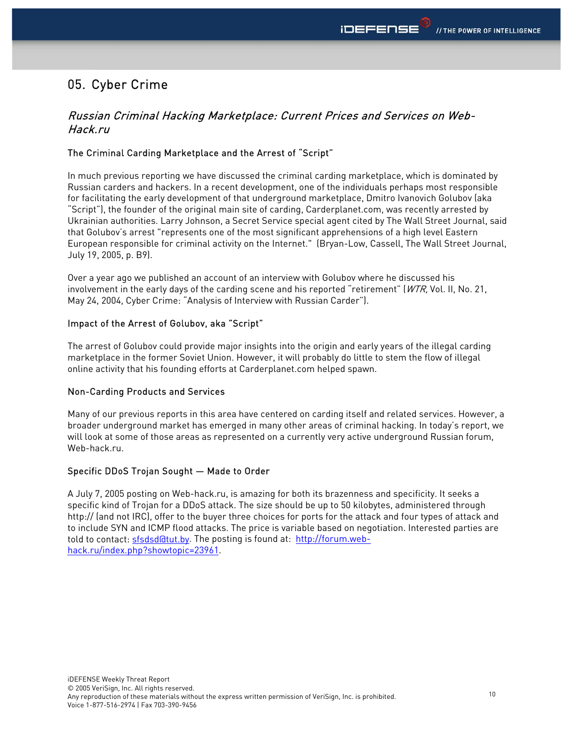## 05. Cyber Crime

### *Russian Criminal Hacking Marketplace: Current Prices and Services on Web-Hack.ru*

#### The Criminal Carding Marketplace and the Arrest of "Script"

In much previous reporting we have discussed the criminal carding marketplace, which is dominated by Russian carders and hackers. In a recent development, one of the individuals perhaps most responsible for facilitating the early development of that underground marketplace, Dmitro Ivanovich Golubov (aka "Script"), the founder of the original main site of carding, Carderplanet.com, was recently arrested by Ukrainian authorities. Larry Johnson, a Secret Service special agent cited by The Wall Street Journal, said that Golubov's arrest "represents one of the most significant apprehensions of a high level Eastern European responsible for criminal activity on the Internet." (Bryan-Low, Cassell, The Wall Street Journal, July 19, 2005, p. B9).

Over a year ago we published an account of an interview with Golubov where he discussed his involvement in the early days of the carding scene and his reported "retirement" (*WTR,* Vol. II, No. 21, May 24, 2004, Cyber Crime: "Analysis of Interview with Russian Carder").

#### Impact of the Arrest of Golubov, aka "Script"

The arrest of Golubov could provide major insights into the origin and early years of the illegal carding marketplace in the former Soviet Union. However, it will probably do little to stem the flow of illegal online activity that his founding efforts at Carderplanet.com helped spawn.

#### Non-Carding Products and Services

Many of our previous reports in this area have centered on carding itself and related services. However, a broader underground market has emerged in many other areas of criminal hacking. In today's report, we will look at some of those areas as represented on a currently very active underground Russian forum, Web-hack.ru.

#### Specific DDoS Trojan Sought — Made to Order

A July 7, 2005 posting on Web-hack.ru, is amazing for both its brazenness and specificity. It seeks a specific kind of Trojan for a DDoS attack. The size should be up to 50 kilobytes, administered through http:// (and not IRC), offer to the buyer three choices for ports for the attack and four types of attack and to include SYN and ICMP flood attacks. The price is variable based on negotiation. Interested parties are told to contact: sfsdsd@tut.by. The posting is found at: http://forum.web-hack.ru/index.php?showtopic=23961.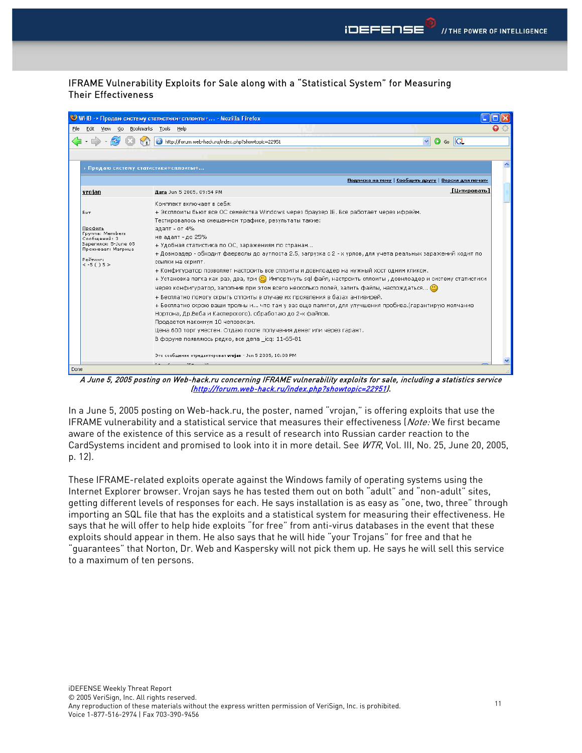## IFRAME Vulnerability Exploits for Sale along with a "Statistical System" for Measuring Their Effectiveness

Комплект включает в себя:
+ Эксплоиты бьют все ОС семейства Windows через браузер IE. Все работает через ифрейм.
Тестировалось на смешанном трафике, результаты такие:
адалт - от 4%
не адалт - до 25%
+ Удобная статистика по ОС, заражениям по странам...
+ Довнлоадер - обходит фаерволы до аутпоста 2.5, загрузка с 2-х урлов, для учета реальных заражений ходит по ссылки на скрипт.
+ Конфигуратор позволяет настроить все сплоиты и довнлоадер на нужный хост одним кликом.
+ Установка легка как раз, два, три :) Импортнуть sql файл, настроить сплоиты, довнлоадер и систему статистики через конфигуратор, заполнив при этом всего несколько полей, залить файлы, наслаждаться... :)
+ Бесплатно помогу скрыть сплоиты в случае их проявления в базах антивирей.
+ Бесплатно скрою ваши трояны и... что там у вас еще палится, для улучшения пробива.(гарантирую молчание Нортона, Др.Веба и Касперского). обработаю до 2-х файлов.
Продается максимум 10 человекам.
Цена 600 торг уместен. Отдаю после получения денег или через гарант.
В форуме появляюсь редко, все дела _icq: 11-65-01

*A June 5, 2005 posting on Web-hack.ru concerning IFRAME vulnerability exploits for sale, including a statistics service (http://forum.web-hack.ru/index.php?showtopic=22951).*

In a June 5, 2005 posting on Web-hack.ru, the poster, named "vrojan," is offering exploits that use the IFRAME vulnerability and a statistical service that measures their effectiveness (*Note:* We first became aware of the existence of this service as a result of research into Russian carder reaction to the CardSystems incident and promised to look into it in more detail. See *WTR*, Vol. III, No. 25, June 20, 2005, p. 12).

These IFRAME-related exploits operate against the Windows family of operating systems using the Internet Explorer browser. Vrojan says he has tested them out on both "adult" and "non-adult" sites, getting different levels of responses for each. He says installation is as easy as "one, two, three" through importing an SQL file that has the exploits and a statistical system for measuring their effectiveness. He says that he will offer to help hide exploits "for free" from anti-virus databases in the event that these exploits should appear in them. He also says that he will hide "your Trojans" for free and that he "guarantees" that Norton, Dr. Web and Kaspersky will not pick them up. He says he will sell this service to a maximum of ten persons.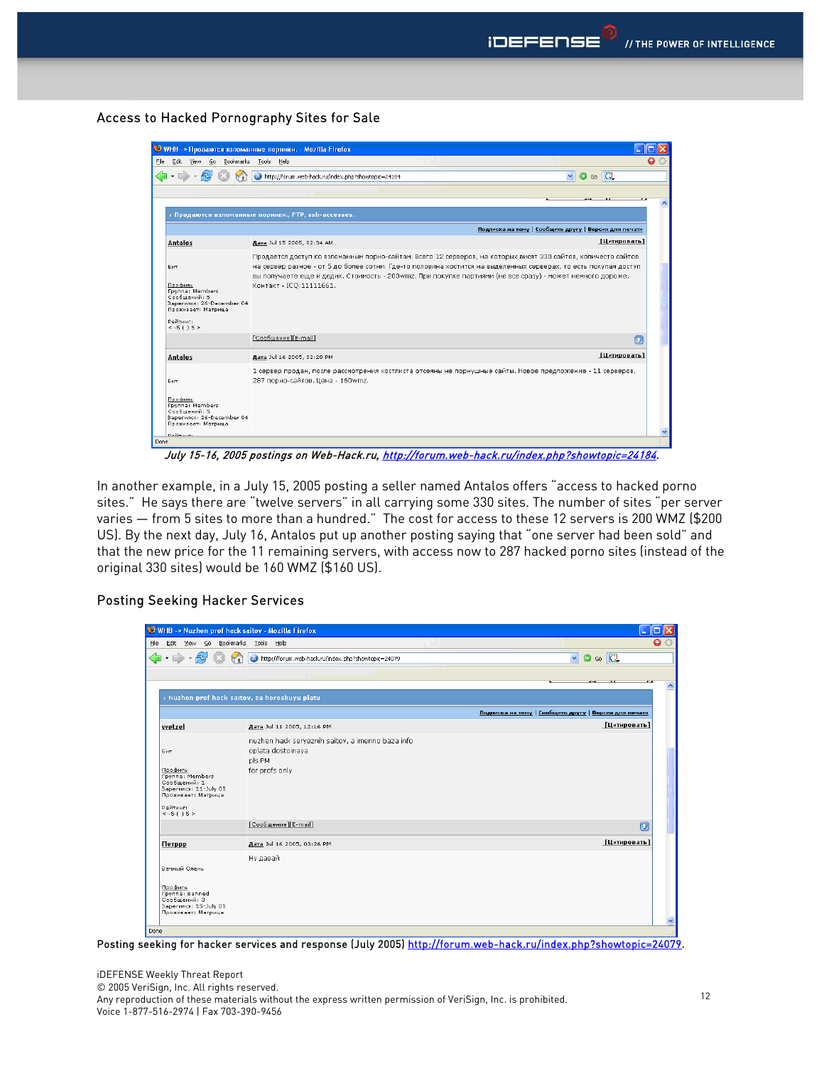## Access to Hacked Pornography Sites for Sale

*July 15-16, 2005 postings on Web-Hack.ru, http://forum.web-hack.ru/index.php?showtopic=24184.*

In another example, in a July 15, 2005 posting a seller named Antalos offers "access to hacked porno sites." He says there are "twelve servers" in all carrying some 330 sites. The number of sites "per server varies — from 5 sites to more than a hundred." The cost for access to these 12 servers is 200 WMZ ($200 US). By the next day, July 16, Antalos put up another posting saying that "one server had been sold" and that the new price for the 11 remaining servers, with access now to 287 hacked porno sites (instead of the original 330 sites) would be 160 WMZ ($160 US).

## Posting Seeking Hacker Services

Posting seeking for hacker services and response (July 2005) http://forum.web-hack.ru/index.php?showtopic=24079.

iDEFENSE Weekly Threat Report
© 2005 VeriSign, Inc. All rights reserved.
Any reproduction of these materials without the express written permission of VeriSign, Inc. is prohibited.
Voice 1-877-516-2974 | Fax 703-390-9456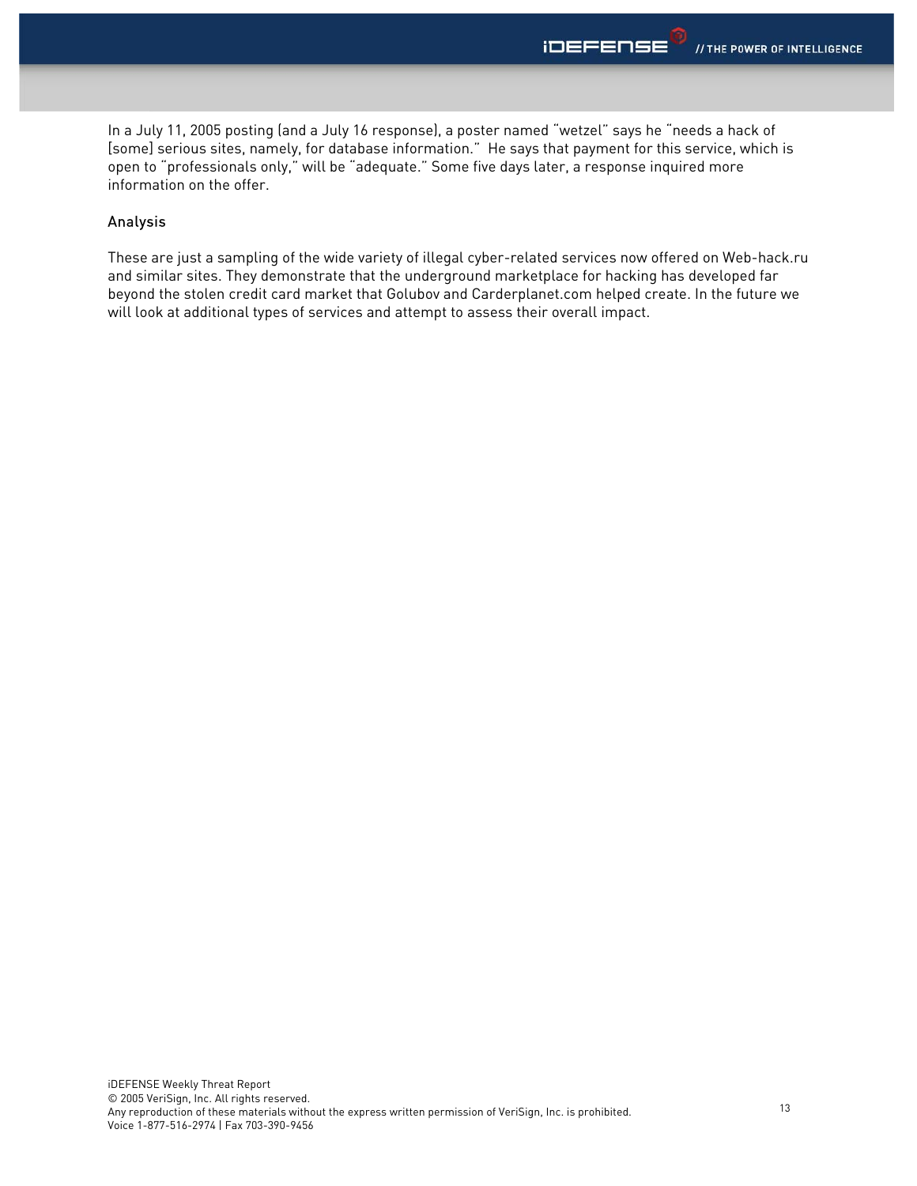In a July 11, 2005 posting (and a July 16 response), a poster named "wetzel" says he "needs a hack of [some] serious sites, namely, for database information." He says that payment for this service, which is open to "professionals only," will be "adequate." Some five days later, a response inquired more information on the offer.

### Analysis

These are just a sampling of the wide variety of illegal cyber-related services now offered on Web-hack.ru and similar sites. They demonstrate that the underground marketplace for hacking has developed far beyond the stolen credit card market that Golubov and Carderplanet.com helped create. In the future we will look at additional types of services and attempt to assess their overall impact.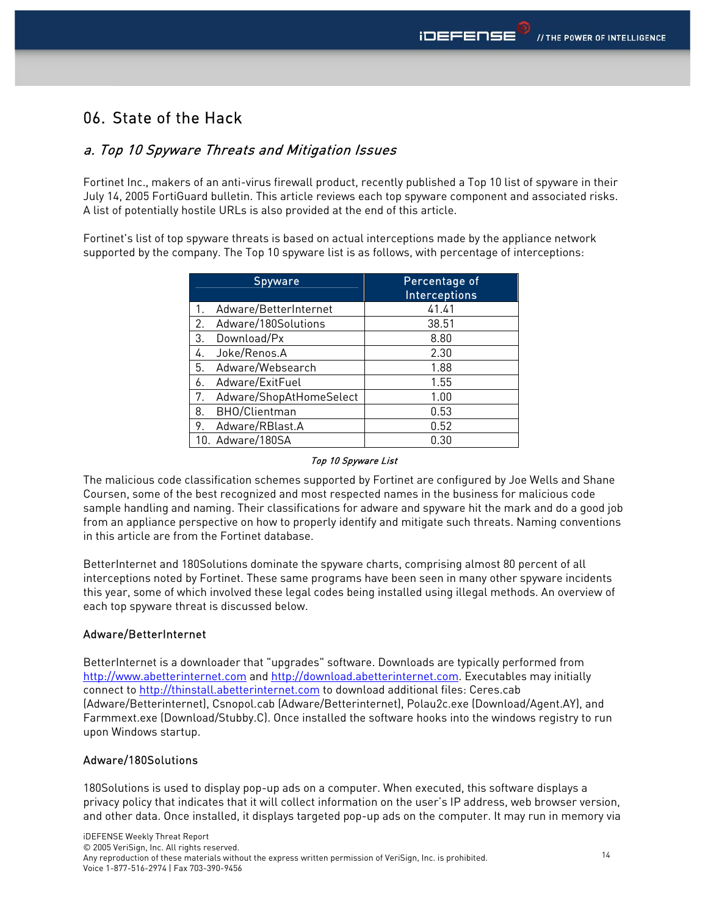## 06. State of the Hack

### *a. Top 10 Spyware Threats and Mitigation Issues*

Fortinet Inc., makers of an anti-virus firewall product, recently published a Top 10 list of spyware in their July 14, 2005 FortiGuard bulletin. This article reviews each top spyware component and associated risks. A list of potentially hostile URLs is also provided at the end of this article.

Fortinet's list of top spyware threats is based on actual interceptions made by the appliance network supported by the company. The Top 10 spyware list is as follows, with percentage of interceptions:

| Spyware | Percentage of Interceptions |
|---|---|
| 1. Adware/BetterInternet | 41.41 |
| 2. Adware/180Solutions | 38.51 |
| 3. Download/Px | 8.80 |
| 4. Joke/Renos.A | 2.30 |
| 5. Adware/Websearch | 1.88 |
| 6. Adware/ExitFuel | 1.55 |
| 7. Adware/ShopAtHomeSelect | 1.00 |
| 8. BHO/Clientman | 0.53 |
| 9. Adware/RBlast.A | 0.52 |
| 10. Adware/180SA | 0.30 |

*Top 10 Spyware List*

The malicious code classification schemes supported by Fortinet are configured by Joe Wells and Shane Coursen, some of the best recognized and most respected names in the business for malicious code sample handling and naming. Their classifications for adware and spyware hit the mark and do a good job from an appliance perspective on how to properly identify and mitigate such threats. Naming conventions in this article are from the Fortinet database.

BetterInternet and 180Solutions dominate the spyware charts, comprising almost 80 percent of all interceptions noted by Fortinet. These same programs have been seen in many other spyware incidents this year, some of which involved these legal codes being installed using illegal methods. An overview of each top spyware threat is discussed below.

#### Adware/BetterInternet

BetterInternet is a downloader that "upgrades" software. Downloads are typically performed from http://www.abetterinternet.com and http://download.abetterinternet.com. Executables may initially connect to http://thinstall.abetterinternet.com to download additional files: Ceres.cab (Adware/Betterinternet), Csnopol.cab (Adware/Betterinternet), Polau2c.exe (Download/Agent.AY), and Farmmext.exe (Download/Stubby.C). Once installed the software hooks into the windows registry to run upon Windows startup.

#### Adware/180Solutions

180Solutions is used to display pop-up ads on a computer. When executed, this software displays a privacy policy that indicates that it will collect information on the user's IP address, web browser version, and other data. Once installed, it displays targeted pop-up ads on the computer. It may run in memory via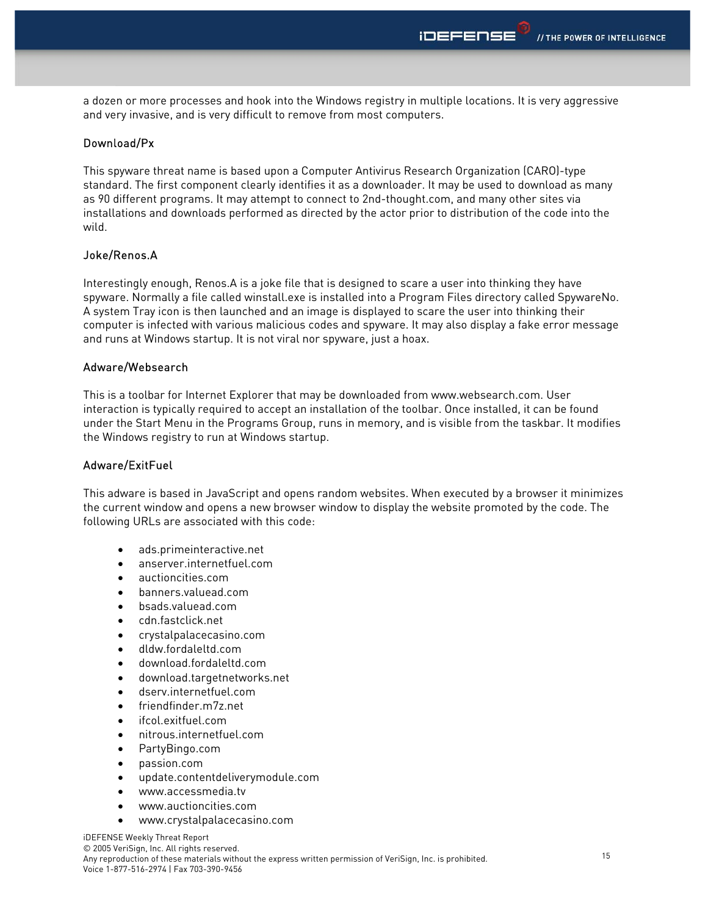a dozen or more processes and hook into the Windows registry in multiple locations. It is very aggressive and very invasive, and is very difficult to remove from most computers.

### Download/Px

This spyware threat name is based upon a Computer Antivirus Research Organization (CARO)-type standard. The first component clearly identifies it as a downloader. It may be used to download as many as 90 different programs. It may attempt to connect to 2nd-thought.com, and many other sites via installations and downloads performed as directed by the actor prior to distribution of the code into the wild.

### Joke/Renos.A

Interestingly enough, Renos.A is a joke file that is designed to scare a user into thinking they have spyware. Normally a file called winstall.exe is installed into a Program Files directory called SpywareNo. A system Tray icon is then launched and an image is displayed to scare the user into thinking their computer is infected with various malicious codes and spyware. It may also display a fake error message and runs at Windows startup. It is not viral nor spyware, just a hoax.

### Adware/Websearch

This is a toolbar for Internet Explorer that may be downloaded from www.websearch.com. User interaction is typically required to accept an installation of the toolbar. Once installed, it can be found under the Start Menu in the Programs Group, runs in memory, and is visible from the taskbar. It modifies the Windows registry to run at Windows startup.

### Adware/ExitFuel

This adware is based in JavaScript and opens random websites. When executed by a browser it minimizes the current window and opens a new browser window to display the website promoted by the code. The following URLs are associated with this code:

- ads.primeinteractive.net
- anserver.internetfuel.com
- auctioncities.com
- banners.valuead.com
- bsads.valuead.com
- cdn.fastclick.net
- crystalpalacecasino.com
- dldw.fordaleltd.com
- download.fordaleltd.com
- download.targetnetworks.net
- dserv.internetfuel.com
- friendfinder.m7z.net
- ifcol.exitfuel.com
- nitrous.internetfuel.com
- PartyBingo.com
- passion.com
- update.contentdeliverymodule.com
- www.accessmedia.tv
- www.auctioncities.com
- www.crystalpalacecasino.com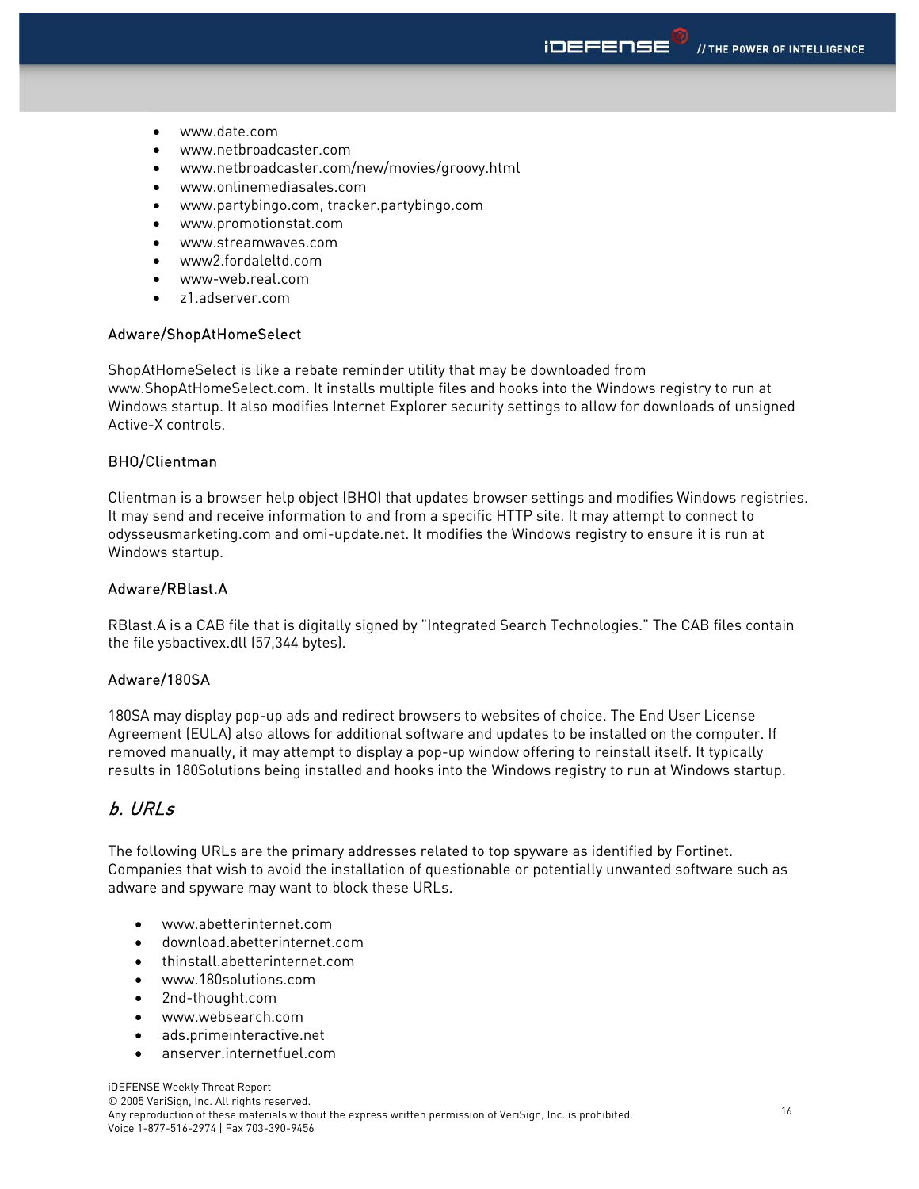- www.date.com
- www.netbroadcaster.com
- www.netbroadcaster.com/new/movies/groovy.html
- www.onlinemediasales.com
- www.partybingo.com, tracker.partybingo.com
- www.promotionstat.com
- www.streamwaves.com
- www2.fordaleltd.com
- www-web.real.com
- z1.adserver.com

### Adware/ShopAtHomeSelect

ShopAtHomeSelect is like a rebate reminder utility that may be downloaded from www.ShopAtHomeSelect.com. It installs multiple files and hooks into the Windows registry to run at Windows startup. It also modifies Internet Explorer security settings to allow for downloads of unsigned Active-X controls.

### BHO/Clientman

Clientman is a browser help object (BHO) that updates browser settings and modifies Windows registries. It may send and receive information to and from a specific HTTP site. It may attempt to connect to odysseusmarketing.com and omi-update.net. It modifies the Windows registry to ensure it is run at Windows startup.

### Adware/RBlast.A

RBlast.A is a CAB file that is digitally signed by "Integrated Search Technologies." The CAB files contain the file ysbactivex.dll (57,344 bytes).

### Adware/180SA

180SA may display pop-up ads and redirect browsers to websites of choice. The End User License Agreement (EULA) also allows for additional software and updates to be installed on the computer. If removed manually, it may attempt to display a pop-up window offering to reinstall itself. It typically results in 180Solutions being installed and hooks into the Windows registry to run at Windows startup.

## *b. URLs*

The following URLs are the primary addresses related to top spyware as identified by Fortinet. Companies that wish to avoid the installation of questionable or potentially unwanted software such as adware and spyware may want to block these URLs.

- www.abetterinternet.com
- download.abetterinternet.com
- thinstall.abetterinternet.com
- www.180solutions.com
- 2nd-thought.com
- www.websearch.com
- ads.primeinteractive.net
- anserver.internetfuel.com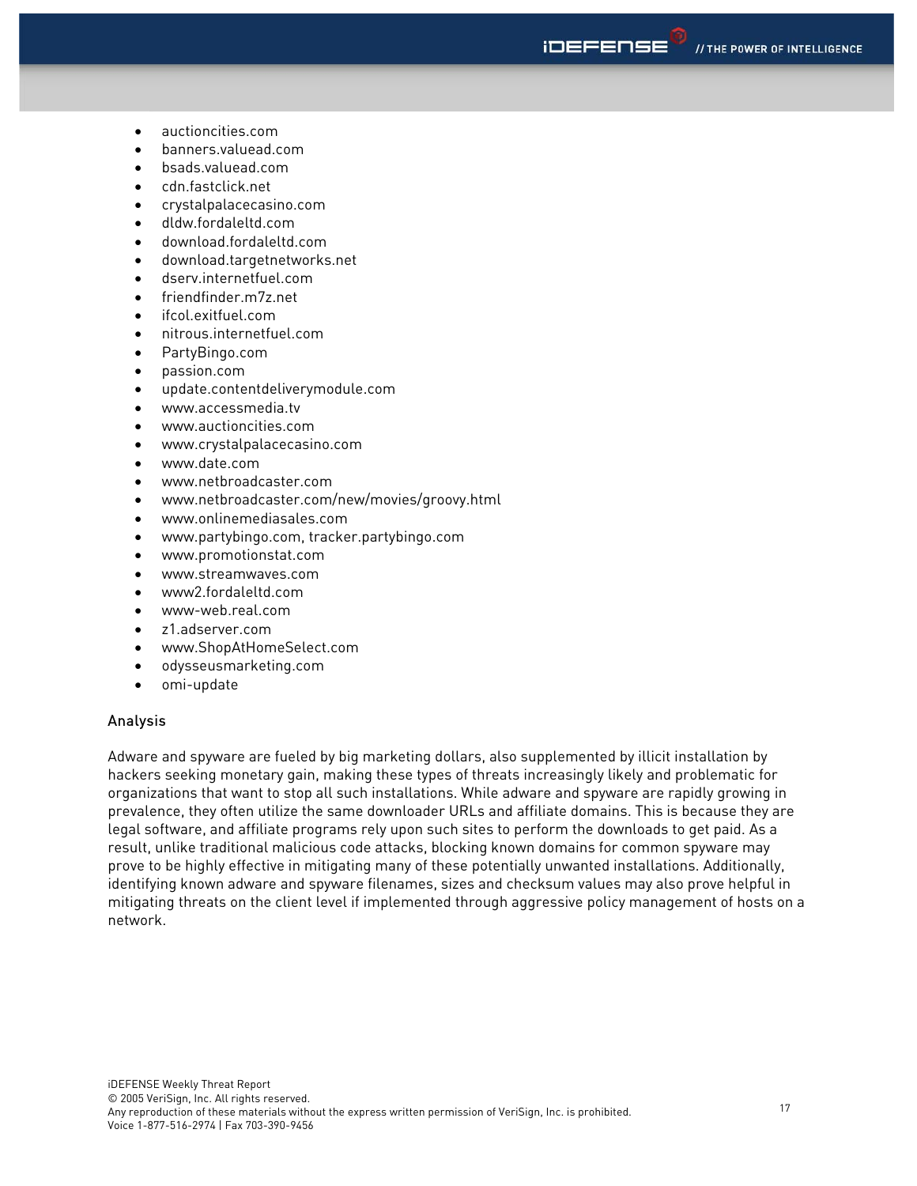- auctioncities.com
- banners.valuead.com
- bsads.valuead.com
- cdn.fastclick.net
- crystalpalacecasino.com
- dldw.fordaleltd.com
- download.fordaleltd.com
- download.targetnetworks.net
- dserv.internetfuel.com
- friendfinder.m7z.net
- ifcol.exitfuel.com
- nitrous.internetfuel.com
- PartyBingo.com
- passion.com
- update.contentdeliverymodule.com
- www.accessmedia.tv
- www.auctioncities.com
- www.crystalpalacecasino.com
- www.date.com
- www.netbroadcaster.com
- www.netbroadcaster.com/new/movies/groovy.html
- www.onlinemediasales.com
- www.partybingo.com, tracker.partybingo.com
- www.promotionstat.com
- www.streamwaves.com
- www2.fordaleltd.com
- www-web.real.com
- z1.adserver.com
- www.ShopAtHomeSelect.com
- odysseusmarketing.com
- omi-update

### Analysis

Adware and spyware are fueled by big marketing dollars, also supplemented by illicit installation by hackers seeking monetary gain, making these types of threats increasingly likely and problematic for organizations that want to stop all such installations. While adware and spyware are rapidly growing in prevalence, they often utilize the same downloader URLs and affiliate domains. This is because they are legal software, and affiliate programs rely upon such sites to perform the downloads to get paid. As a result, unlike traditional malicious code attacks, blocking known domains for common spyware may prove to be highly effective in mitigating many of these potentially unwanted installations. Additionally, identifying known adware and spyware filenames, sizes and checksum values may also prove helpful in mitigating threats on the client level if implemented through aggressive policy management of hosts on a network.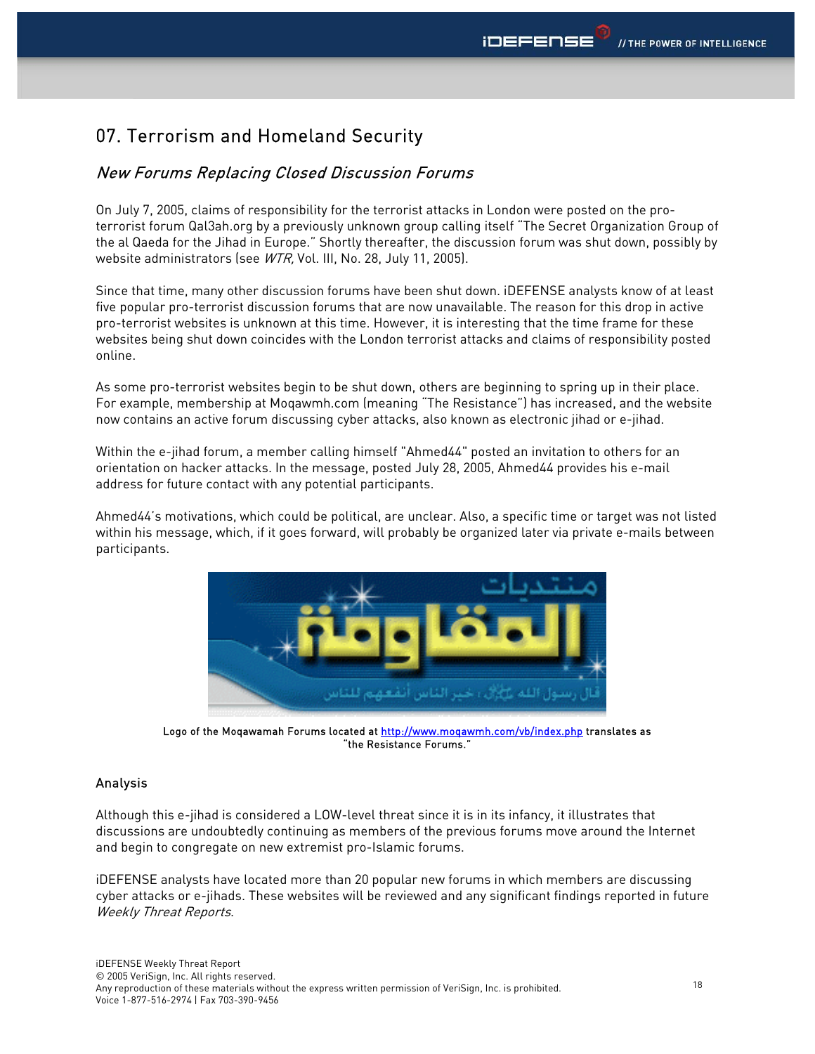## 07. Terrorism and Homeland Security

### *New Forums Replacing Closed Discussion Forums*

On July 7, 2005, claims of responsibility for the terrorist attacks in London were posted on the pro-terrorist forum Qal3ah.org by a previously unknown group calling itself "The Secret Organization Group of the al Qaeda for the Jihad in Europe." Shortly thereafter, the discussion forum was shut down, possibly by website administrators (see *WTR,* Vol. III, No. 28, July 11, 2005).

Since that time, many other discussion forums have been shut down. iDEFENSE analysts know of at least five popular pro-terrorist discussion forums that are now unavailable. The reason for this drop in active pro-terrorist websites is unknown at this time. However, it is interesting that the time frame for these websites being shut down coincides with the London terrorist attacks and claims of responsibility posted online.

As some pro-terrorist websites begin to be shut down, others are beginning to spring up in their place. For example, membership at Moqawmh.com (meaning "The Resistance") has increased, and the website now contains an active forum discussing cyber attacks, also known as electronic jihad or e-jihad.

Within the e-jihad forum, a member calling himself "Ahmed44" posted an invitation to others for an orientation on hacker attacks. In the message, posted July 28, 2005, Ahmed44 provides his e-mail address for future contact with any potential participants.

Ahmed44's motivations, which could be political, are unclear. Also, a specific time or target was not listed within his message, which, if it goes forward, will probably be organized later via private e-mails between participants.

Logo of the Moqawamah Forums located at http://www.moqawmh.com/vb/index.php translates as "the Resistance Forums."

#### Analysis

Although this e-jihad is considered a LOW-level threat since it is in its infancy, it illustrates that discussions are undoubtedly continuing as members of the previous forums move around the Internet and begin to congregate on new extremist pro-Islamic forums.

iDEFENSE analysts have located more than 20 popular new forums in which members are discussing cyber attacks or e-jihads. These websites will be reviewed and any significant findings reported in future *Weekly Threat Reports*.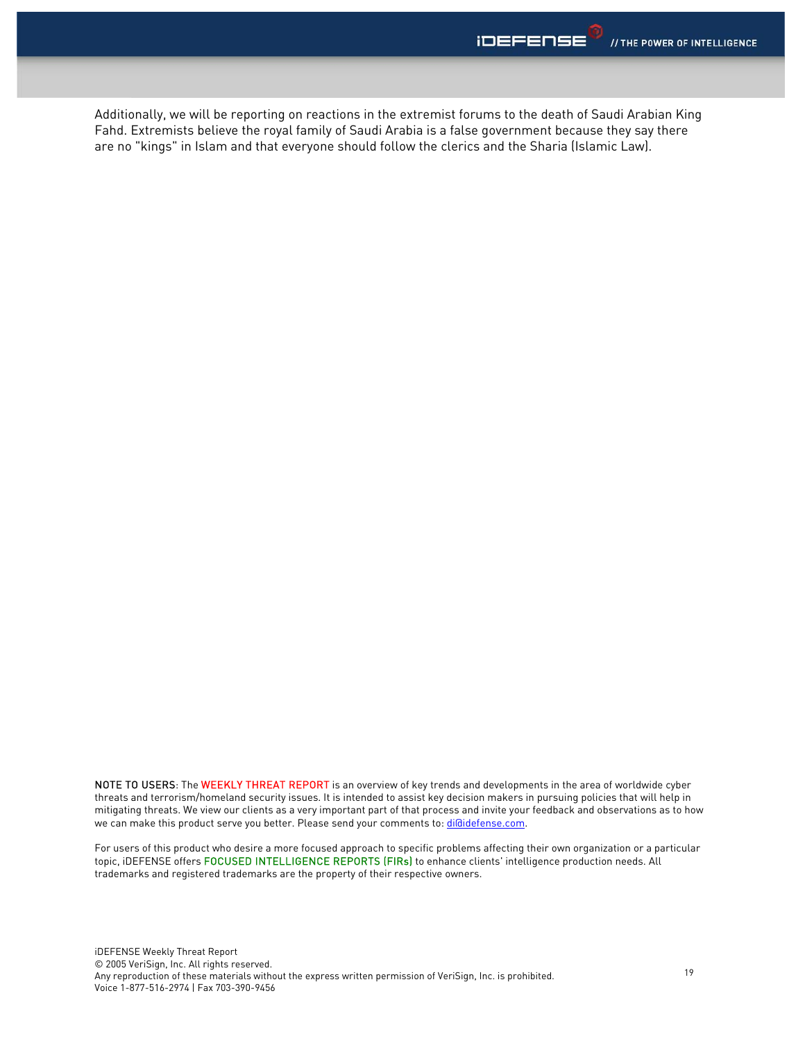Additionally, we will be reporting on reactions in the extremist forums to the death of Saudi Arabian King Fahd. Extremists believe the royal family of Saudi Arabia is a false government because they say there are no "kings" in Islam and that everyone should follow the clerics and the Sharia (Islamic Law).

NOTE TO USERS: The WEEKLY THREAT REPORT is an overview of key trends and developments in the area of worldwide cyber threats and terrorism/homeland security issues. It is intended to assist key decision makers in pursuing policies that will help in mitigating threats. We view our clients as a very important part of that process and invite your feedback and observations as to how we can make this product serve you better. Please send your comments to: di@idefense.com.

For users of this product who desire a more focused approach to specific problems affecting their own organization or a particular topic, iDEFENSE offers FOCUSED INTELLIGENCE REPORTS (FIRs) to enhance clients' intelligence production needs. All trademarks and registered trademarks are the property of their respective owners.

iDEFENSE Weekly Threat Report
© 2005 VeriSign, Inc. All rights reserved.
Any reproduction of these materials without the express written permission of VeriSign, Inc. is prohibited.
Voice 1-877-516-2974 | Fax 703-390-9456